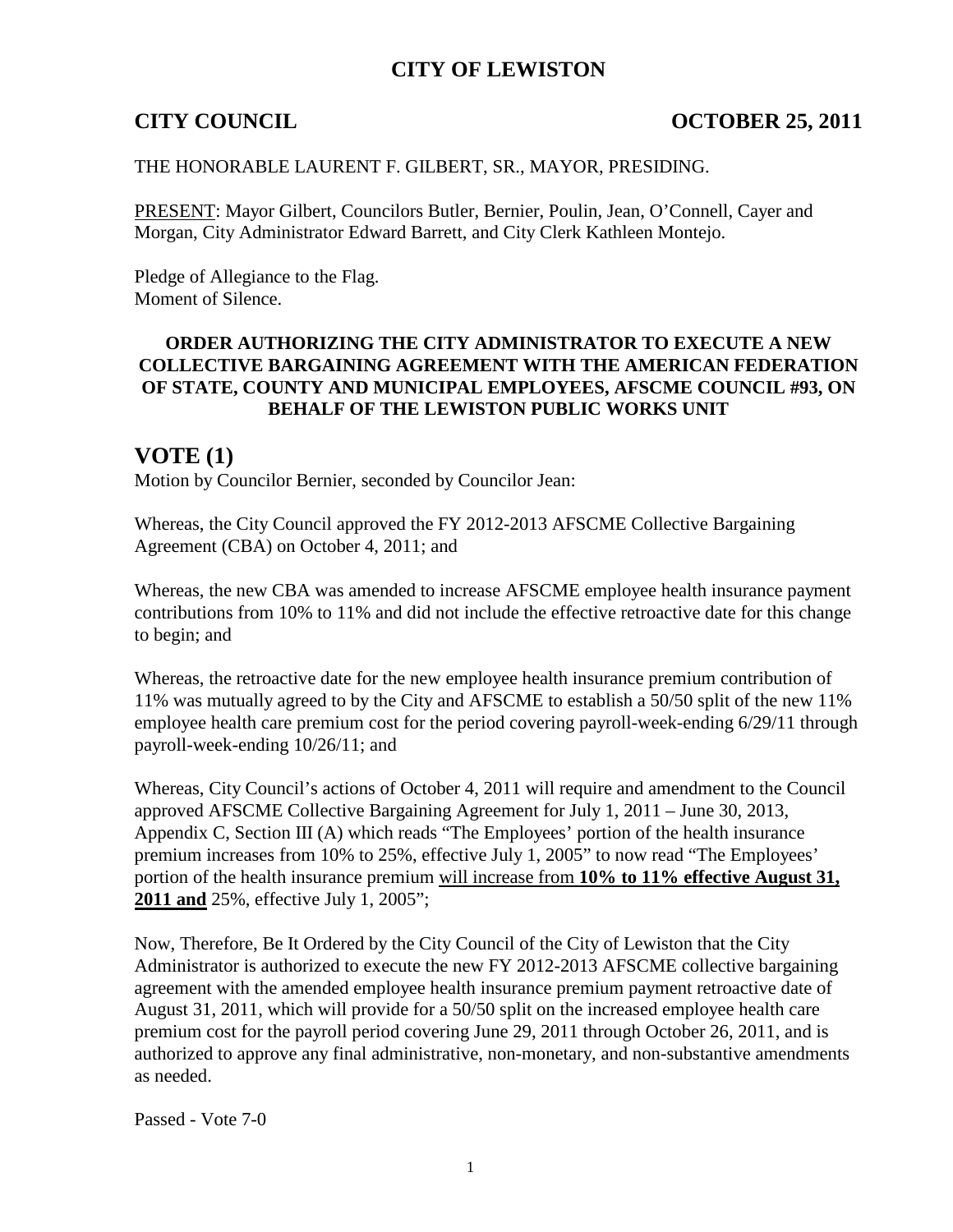# CITY OF LEWISTON

**CITY COUNCIL** **OCTOBER 25, 2011**

THE HONORABLE LAURENT F. GILBERT, SR., MAYOR, PRESIDING.

PRESENT: Mayor Gilbert, Councilors Butler, Bernier, Poulin, Jean, O'Connell, Cayer and Morgan, City Administrator Edward Barrett, and City Clerk Kathleen Montejo.

Pledge of Allegiance to the Flag.
Moment of Silence.

**ORDER AUTHORIZING THE CITY ADMINISTRATOR TO EXECUTE A NEW COLLECTIVE BARGAINING AGREEMENT WITH THE AMERICAN FEDERATION OF STATE, COUNTY AND MUNICIPAL EMPLOYEES, AFSCME COUNCIL #93, ON BEHALF OF THE LEWISTON PUBLIC WORKS UNIT**

## VOTE (1)

Motion by Councilor Bernier, seconded by Councilor Jean:

Whereas, the City Council approved the FY 2012-2013 AFSCME Collective Bargaining Agreement (CBA) on October 4, 2011; and

Whereas, the new CBA was amended to increase AFSCME employee health insurance payment contributions from 10% to 11% and did not include the effective retroactive date for this change to begin; and

Whereas, the retroactive date for the new employee health insurance premium contribution of 11% was mutually agreed to by the City and AFSCME to establish a 50/50 split of the new 11% employee health care premium cost for the period covering payroll-week-ending 6/29/11 through payroll-week-ending 10/26/11; and

Whereas, City Council's actions of October 4, 2011 will require and amendment to the Council approved AFSCME Collective Bargaining Agreement for July 1, 2011 – June 30, 2013, Appendix C, Section III (A) which reads "The Employees' portion of the health insurance premium increases from 10% to 25%, effective July 1, 2005" to now read "The Employees' portion of the health insurance premium will increase from **10% to 11% effective August 31, 2011 and** 25%, effective July 1, 2005";

Now, Therefore, Be It Ordered by the City Council of the City of Lewiston that the City Administrator is authorized to execute the new FY 2012-2013 AFSCME collective bargaining agreement with the amended employee health insurance premium payment retroactive date of August 31, 2011, which will provide for a 50/50 split on the increased employee health care premium cost for the payroll period covering June 29, 2011 through October 26, 2011, and is authorized to approve any final administrative, non-monetary, and non-substantive amendments as needed.

Passed - Vote 7-0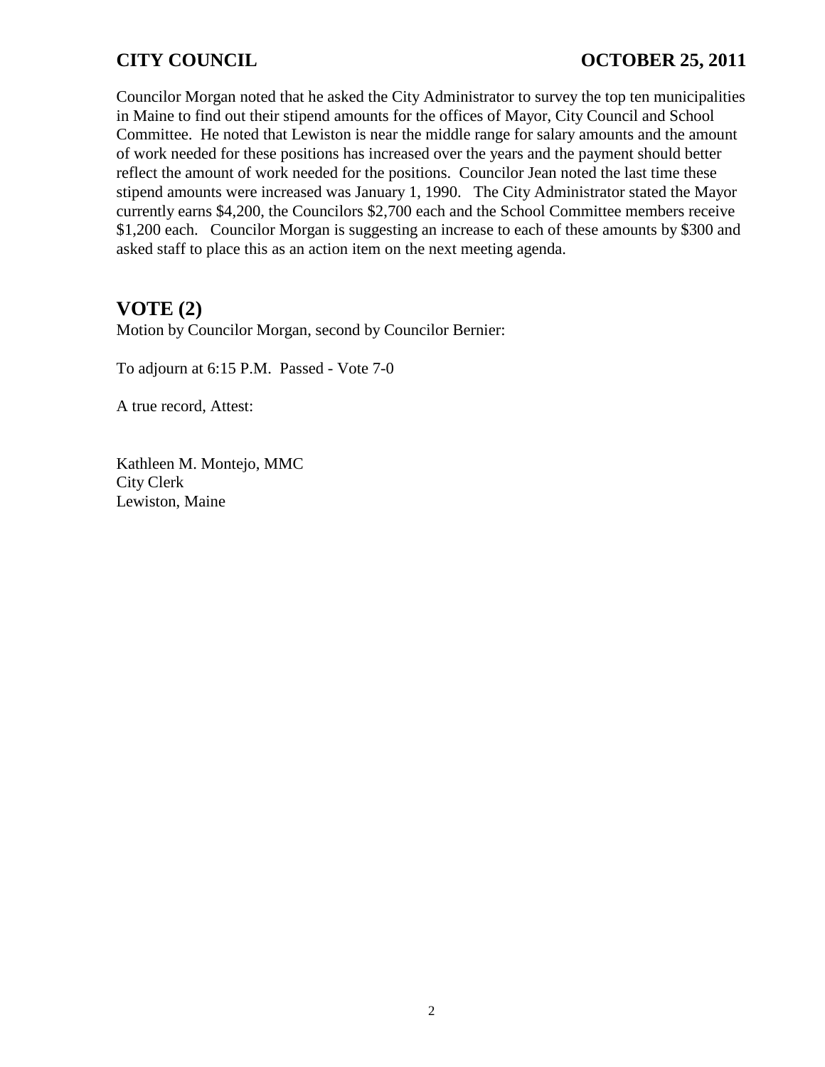Councilor Morgan noted that he asked the City Administrator to survey the top ten municipalities in Maine to find out their stipend amounts for the offices of Mayor, City Council and School Committee. He noted that Lewiston is near the middle range for salary amounts and the amount of work needed for these positions has increased over the years and the payment should better reflect the amount of work needed for the positions. Councilor Jean noted the last time these stipend amounts were increased was January 1, 1990. The City Administrator stated the Mayor currently earns $4,200, the Councilors $2,700 each and the School Committee members receive $1,200 each. Councilor Morgan is suggesting an increase to each of these amounts by $300 and asked staff to place this as an action item on the next meeting agenda.

## VOTE (2)

Motion by Councilor Morgan, second by Councilor Bernier:

To adjourn at 6:15 P.M. Passed - Vote 7-0

A true record, Attest:

Kathleen M. Montejo, MMC
City Clerk
Lewiston, Maine